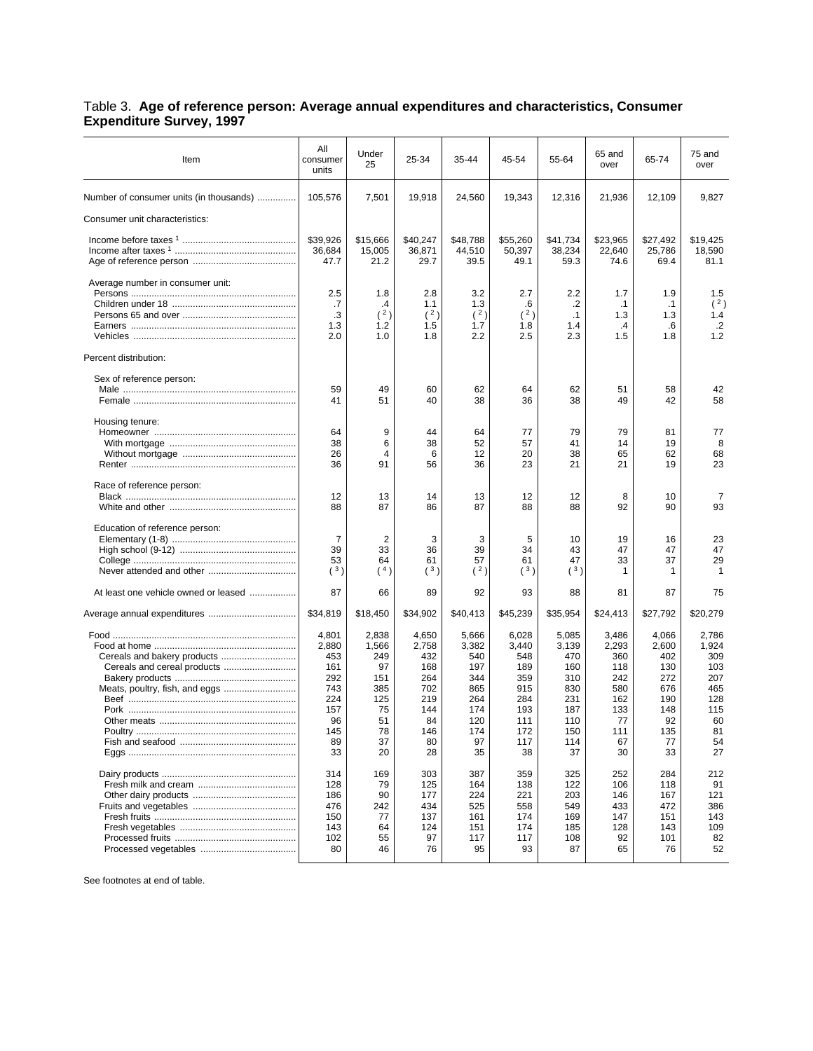Table 3. **Age of reference person: Average annual expenditures and characteristics, Consumer Expenditure Survey, 1997**

| Item | All consumer units | Under 25 | 25-34 | 35-44 | 45-54 | 55-64 | 65 and over | 65-74 | 75 and over |
|---|---|---|---|---|---|---|---|---|---|
| Number of consumer units (in thousands) | 105,576 | 7,501 | 19,918 | 24,560 | 19,343 | 12,316 | 21,936 | 12,109 | 9,827 |
| Consumer unit characteristics: | | | | | | | | | |
| Income before taxes [1] | $39,926 | $15,666 | $40,247 | $48,788 | $55,260 | $41,734 | $23,965 | $27,492 | $19,425 |
| Income after taxes [1] | 36,684 | 15,005 | 36,871 | 44,510 | 50,397 | 38,234 | 22,640 | 25,786 | 18,590 |
| Age of reference person | 47.7 | 21.2 | 29.7 | 39.5 | 49.1 | 59.3 | 74.6 | 69.4 | 81.1 |
| Average number in consumer unit: | | | | | | | | | |
| Persons | 2.5 | 1.8 | 2.8 | 3.2 | 2.7 | 2.2 | 1.7 | 1.9 | 1.5 |
| Children under 18 | .7 | .4 | 1.1 | 1.3 | .6 | .2 | .1 | .1 | ([2]) |
| Persons 65 and over | .3 | ([2]) | ([2]) | ([2]) | ([2]) | .1 | 1.3 | 1.3 | 1.4 |
| Earners | 1.3 | 1.2 | 1.5 | 1.7 | 1.8 | 1.4 | .4 | .6 | .2 |
| Vehicles | 2.0 | 1.0 | 1.8 | 2.2 | 2.5 | 2.3 | 1.5 | 1.8 | 1.2 |
| Percent distribution: | | | | | | | | | |
| Sex of reference person: | | | | | | | | | |
| Male | 59 | 49 | 60 | 62 | 64 | 62 | 51 | 58 | 42 |
| Female | 41 | 51 | 40 | 38 | 36 | 38 | 49 | 42 | 58 |
| Housing tenure: | | | | | | | | | |
| Homeowner | 64 | 9 | 44 | 64 | 77 | 79 | 79 | 81 | 77 |
| With mortgage | 38 | 6 | 38 | 52 | 57 | 41 | 14 | 19 | 8 |
| Without mortgage | 26 | 4 | 6 | 12 | 20 | 38 | 65 | 62 | 68 |
| Renter | 36 | 91 | 56 | 36 | 23 | 21 | 21 | 19 | 23 |
| Race of reference person: | | | | | | | | | |
| Black | 12 | 13 | 14 | 13 | 12 | 12 | 8 | 10 | 7 |
| White and other | 88 | 87 | 86 | 87 | 88 | 88 | 92 | 90 | 93 |
| Education of reference person: | | | | | | | | | |
| Elementary (1-8) | 7 | 2 | 3 | 3 | 5 | 10 | 19 | 16 | 23 |
| High school (9-12) | 39 | 33 | 36 | 39 | 34 | 43 | 47 | 47 | 47 |
| College | 53 | 64 | 61 | 57 | 61 | 47 | 33 | 37 | 29 |
| Never attended and other | ([3]) | ([4]) | ([3]) | ([2]) | ([3]) | ([3]) | 1 | 1 | 1 |
| At least one vehicle owned or leased | 87 | 66 | 89 | 92 | 93 | 88 | 81 | 87 | 75 |
| Average annual expenditures | $34,819 | $18,450 | $34,902 | $40,413 | $45,239 | $35,954 | $24,413 | $27,792 | $20,279 |
| Food | 4,801 | 2,838 | 4,650 | 5,666 | 6,028 | 5,085 | 3,486 | 4,066 | 2,786 |
| Food at home | 2,880 | 1,566 | 2,758 | 3,382 | 3,440 | 3,139 | 2,293 | 2,600 | 1,924 |
| Cereals and bakery products | 453 | 249 | 432 | 540 | 548 | 470 | 360 | 402 | 309 |
| Cereals and cereal products | 161 | 97 | 168 | 197 | 189 | 160 | 118 | 130 | 103 |
| Bakery products | 292 | 151 | 264 | 344 | 359 | 310 | 242 | 272 | 207 |
| Meats, poultry, fish, and eggs | 743 | 385 | 702 | 865 | 915 | 830 | 580 | 676 | 465 |
| Beef | 224 | 125 | 219 | 264 | 284 | 231 | 162 | 190 | 128 |
| Pork | 157 | 75 | 144 | 174 | 193 | 187 | 133 | 148 | 115 |
| Other meats | 96 | 51 | 84 | 120 | 111 | 110 | 77 | 92 | 60 |
| Poultry | 145 | 78 | 146 | 174 | 172 | 150 | 111 | 135 | 81 |
| Fish and seafood | 89 | 37 | 80 | 97 | 117 | 114 | 67 | 77 | 54 |
| Eggs | 33 | 20 | 28 | 35 | 38 | 37 | 30 | 33 | 27 |
| Dairy products | 314 | 169 | 303 | 387 | 359 | 325 | 252 | 284 | 212 |
| Fresh milk and cream | 128 | 79 | 125 | 164 | 138 | 122 | 106 | 118 | 91 |
| Other dairy products | 186 | 90 | 177 | 224 | 221 | 203 | 146 | 167 | 121 |
| Fruits and vegetables | 476 | 242 | 434 | 525 | 558 | 549 | 433 | 472 | 386 |
| Fresh fruits | 150 | 77 | 137 | 161 | 174 | 169 | 147 | 151 | 143 |
| Fresh vegetables | 143 | 64 | 124 | 151 | 174 | 185 | 128 | 143 | 109 |
| Processed fruits | 102 | 55 | 97 | 117 | 117 | 108 | 92 | 101 | 82 |
| Processed vegetables | 80 | 46 | 76 | 95 | 93 | 87 | 65 | 76 | 52 |

See footnotes at end of table.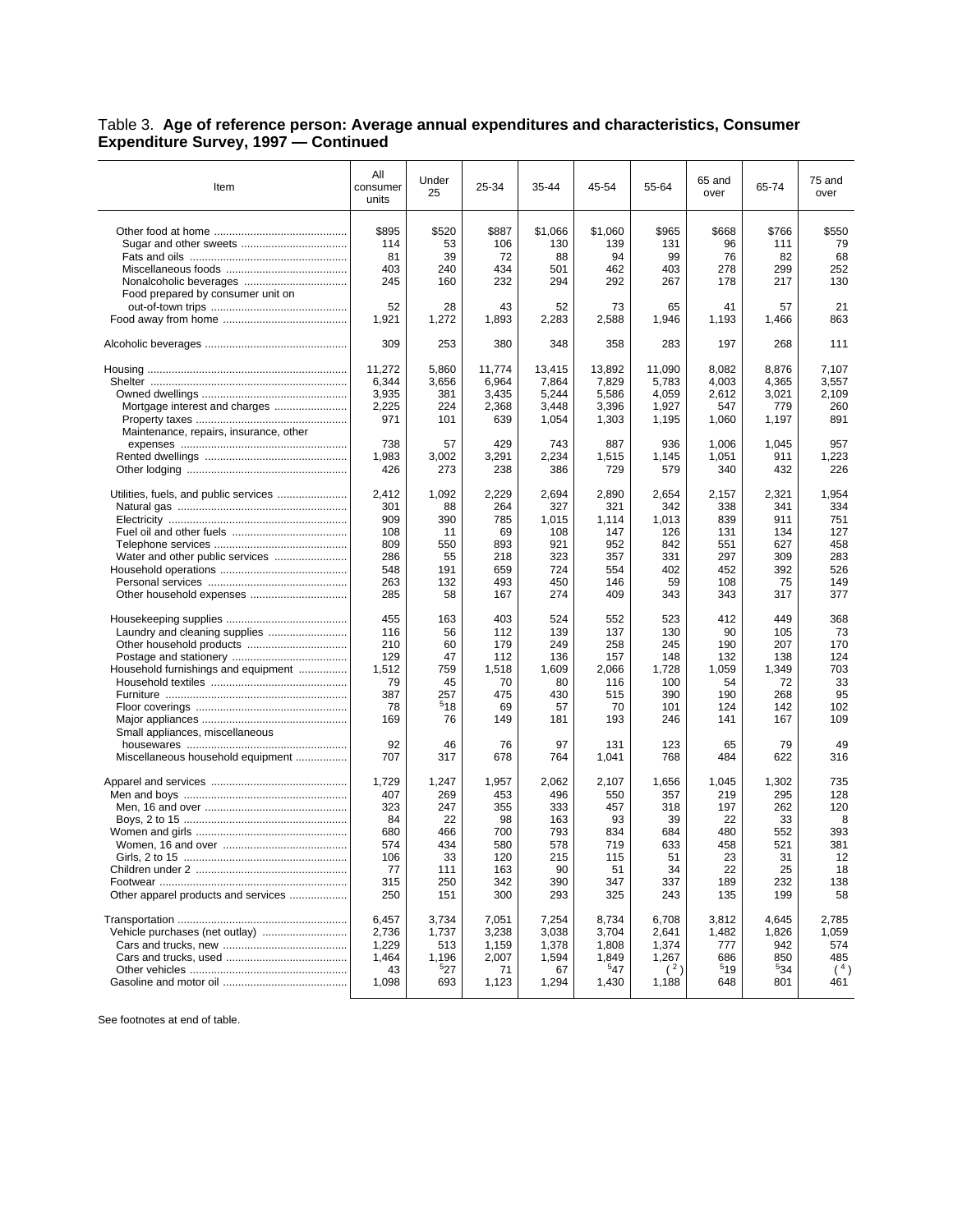## Table 3. **Age of reference person: Average annual expenditures and characteristics, Consumer Expenditure Survey, 1997 — Continued**

| Item | All consumer units | Under 25 | 25-34 | 35-44 | 45-54 | 55-64 | 65 and over | 65-74 | 75 and over |
|---|---|---|---|---|---|---|---|---|---|
| Other food at home | $895 | $520 | $887 | $1,066 | $1,060 | $965 | $668 | $766 | $550 |
| Sugar and other sweets | 114 | 53 | 106 | 130 | 139 | 131 | 96 | 111 | 79 |
| Fats and oils | 81 | 39 | 72 | 88 | 94 | 99 | 76 | 82 | 68 |
| Miscellaneous foods | 403 | 240 | 434 | 501 | 462 | 403 | 278 | 299 | 252 |
| Nonalcoholic beverages | 245 | 160 | 232 | 294 | 292 | 267 | 178 | 217 | 130 |
| Food prepared by consumer unit on out-of-town trips | 52 | 28 | 43 | 52 | 73 | 65 | 41 | 57 | 21 |
| Food away from home | 1,921 | 1,272 | 1,893 | 2,283 | 2,588 | 1,946 | 1,193 | 1,466 | 863 |
| Alcoholic beverages | 309 | 253 | 380 | 348 | 358 | 283 | 197 | 268 | 111 |
| Housing | 11,272 | 5,860 | 11,774 | 13,415 | 13,892 | 11,090 | 8,082 | 8,876 | 7,107 |
| Shelter | 6,344 | 3,656 | 6,964 | 7,864 | 7,829 | 5,783 | 4,003 | 4,365 | 3,557 |
| Owned dwellings | 3,935 | 381 | 3,435 | 5,244 | 5,586 | 4,059 | 2,612 | 3,021 | 2,109 |
| Mortgage interest and charges | 2,225 | 224 | 2,368 | 3,448 | 3,396 | 1,927 | 547 | 779 | 260 |
| Property taxes | 971 | 101 | 639 | 1,054 | 1,303 | 1,195 | 1,060 | 1,197 | 891 |
| Maintenance, repairs, insurance, other expenses | 738 | 57 | 429 | 743 | 887 | 936 | 1,006 | 1,045 | 957 |
| Rented dwellings | 1,983 | 3,002 | 3,291 | 2,234 | 1,515 | 1,145 | 1,051 | 911 | 1,223 |
| Other lodging | 426 | 273 | 238 | 386 | 729 | 579 | 340 | 432 | 226 |
| Utilities, fuels, and public services | 2,412 | 1,092 | 2,229 | 2,694 | 2,890 | 2,654 | 2,157 | 2,321 | 1,954 |
| Natural gas | 301 | 88 | 264 | 327 | 321 | 342 | 338 | 341 | 334 |
| Electricity | 909 | 390 | 785 | 1,015 | 1,114 | 1,013 | 839 | 911 | 751 |
| Fuel oil and other fuels | 108 | 11 | 69 | 108 | 147 | 126 | 131 | 134 | 127 |
| Telephone services | 809 | 550 | 893 | 921 | 952 | 842 | 551 | 627 | 458 |
| Water and other public services | 286 | 55 | 218 | 323 | 357 | 331 | 297 | 309 | 283 |
| Household operations | 548 | 191 | 659 | 724 | 554 | 402 | 452 | 392 | 526 |
| Personal services | 263 | 132 | 493 | 450 | 146 | 59 | 108 | 75 | 149 |
| Other household expenses | 285 | 58 | 167 | 274 | 409 | 343 | 343 | 317 | 377 |
| Housekeeping supplies | 455 | 163 | 403 | 524 | 552 | 523 | 412 | 449 | 368 |
| Laundry and cleaning supplies | 116 | 56 | 112 | 139 | 137 | 130 | 90 | 105 | 73 |
| Other household products | 210 | 60 | 179 | 249 | 258 | 245 | 190 | 207 | 170 |
| Postage and stationery | 129 | 47 | 112 | 136 | 157 | 148 | 132 | 138 | 124 |
| Household furnishings and equipment | 1,512 | 759 | 1,518 | 1,609 | 2,066 | 1,728 | 1,059 | 1,349 | 703 |
| Household textiles | 79 | 45 | 70 | 80 | 116 | 100 | 54 | 72 | 33 |
| Furniture | 387 | 257 | 475 | 430 | 515 | 390 | 190 | 268 | 95 |
| Floor coverings | 78 | [5]18 | 69 | 57 | 70 | 101 | 124 | 142 | 102 |
| Major appliances | 169 | 76 | 149 | 181 | 193 | 246 | 141 | 167 | 109 |
| Small appliances, miscellaneous housewares | 92 | 46 | 76 | 97 | 131 | 123 | 65 | 79 | 49 |
| Miscellaneous household equipment | 707 | 317 | 678 | 764 | 1,041 | 768 | 484 | 622 | 316 |
| Apparel and services | 1,729 | 1,247 | 1,957 | 2,062 | 2,107 | 1,656 | 1,045 | 1,302 | 735 |
| Men and boys | 407 | 269 | 453 | 496 | 550 | 357 | 219 | 295 | 128 |
| Men, 16 and over | 323 | 247 | 355 | 333 | 457 | 318 | 197 | 262 | 120 |
| Boys, 2 to 15 | 84 | 22 | 98 | 163 | 93 | 39 | 22 | 33 | 8 |
| Women and girls | 680 | 466 | 700 | 793 | 834 | 684 | 480 | 552 | 393 |
| Women, 16 and over | 574 | 434 | 580 | 578 | 719 | 633 | 458 | 521 | 381 |
| Girls, 2 to 15 | 106 | 33 | 120 | 215 | 115 | 51 | 23 | 31 | 12 |
| Children under 2 | 77 | 111 | 163 | 90 | 51 | 34 | 22 | 25 | 18 |
| Footwear | 315 | 250 | 342 | 390 | 347 | 337 | 189 | 232 | 138 |
| Other apparel products and services | 250 | 151 | 300 | 293 | 325 | 243 | 135 | 199 | 58 |
| Transportation | 6,457 | 3,734 | 7,051 | 7,254 | 8,734 | 6,708 | 3,812 | 4,645 | 2,785 |
| Vehicle purchases (net outlay) | 2,736 | 1,737 | 3,238 | 3,038 | 3,704 | 2,641 | 1,482 | 1,826 | 1,059 |
| Cars and trucks, new | 1,229 | 513 | 1,159 | 1,378 | 1,808 | 1,374 | 777 | 942 | 574 |
| Cars and trucks, used | 1,464 | 1,196 | 2,007 | 1,594 | 1,849 | 1,267 | 686 | 850 | 485 |
| Other vehicles | 43 | [5]27 | 71 | 67 | [5]47 | ([2]) | [5]19 | [5]34 | ([4]) |
| Gasoline and motor oil | 1,098 | 693 | 1,123 | 1,294 | 1,430 | 1,188 | 648 | 801 | 461 |

See footnotes at end of table.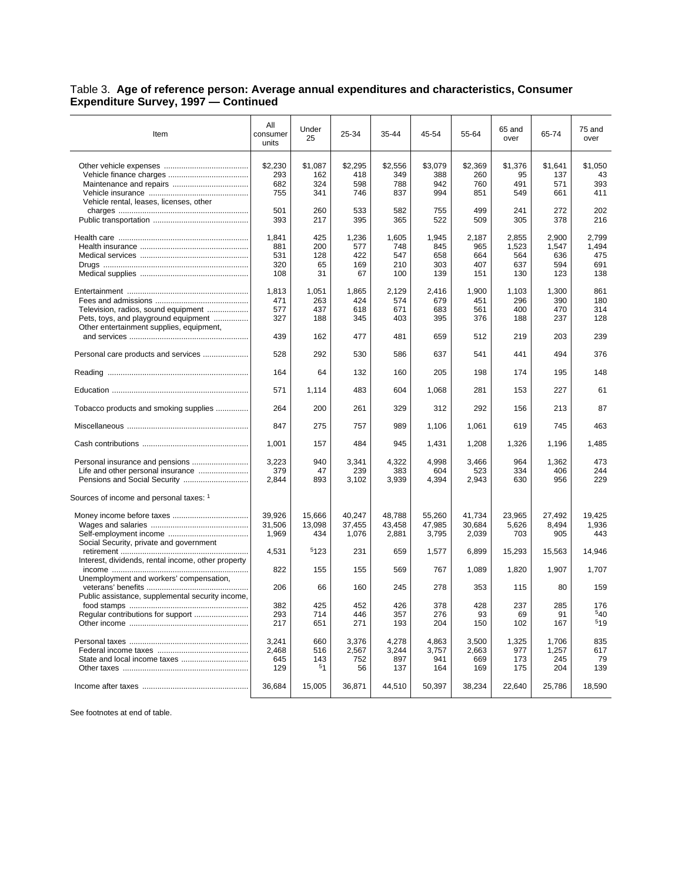Table 3. **Age of reference person: Average annual expenditures and characteristics, Consumer Expenditure Survey, 1997 — Continued**

| Item | All consumer units | Under 25 | 25-34 | 35-44 | 45-54 | 55-64 | 65 and over | 65-74 | 75 and over |
|---|---|---|---|---|---|---|---|---|---|
| Other vehicle expenses | $2,230 | $1,087 | $2,295 | $2,556 | $3,079 | $2,369 | $1,376 | $1,641 | $1,050 |
| Vehicle finance charges | 293 | 162 | 418 | 349 | 388 | 260 | 95 | 137 | 43 |
| Maintenance and repairs | 682 | 324 | 598 | 788 | 942 | 760 | 491 | 571 | 393 |
| Vehicle insurance | 755 | 341 | 746 | 837 | 994 | 851 | 549 | 661 | 411 |
| Vehicle rental, leases, licenses, other charges | 501 | 260 | 533 | 582 | 755 | 499 | 241 | 272 | 202 |
| Public transportation | 393 | 217 | 395 | 365 | 522 | 509 | 305 | 378 | 216 |
| Health care | 1,841 | 425 | 1,236 | 1,605 | 1,945 | 2,187 | 2,855 | 2,900 | 2,799 |
| Health insurance | 881 | 200 | 577 | 748 | 845 | 965 | 1,523 | 1,547 | 1,494 |
| Medical services | 531 | 128 | 422 | 547 | 658 | 664 | 564 | 636 | 475 |
| Drugs | 320 | 65 | 169 | 210 | 303 | 407 | 637 | 594 | 691 |
| Medical supplies | 108 | 31 | 67 | 100 | 139 | 151 | 130 | 123 | 138 |
| Entertainment | 1,813 | 1,051 | 1,865 | 2,129 | 2,416 | 1,900 | 1,103 | 1,300 | 861 |
| Fees and admissions | 471 | 263 | 424 | 574 | 679 | 451 | 296 | 390 | 180 |
| Television, radios, sound equipment | 577 | 437 | 618 | 671 | 683 | 561 | 400 | 470 | 314 |
| Pets, toys, and playground equipment | 327 | 188 | 345 | 403 | 395 | 376 | 188 | 237 | 128 |
| Other entertainment supplies, equipment, and services | 439 | 162 | 477 | 481 | 659 | 512 | 219 | 203 | 239 |
| Personal care products and services | 528 | 292 | 530 | 586 | 637 | 541 | 441 | 494 | 376 |
| Reading | 164 | 64 | 132 | 160 | 205 | 198 | 174 | 195 | 148 |
| Education | 571 | 1,114 | 483 | 604 | 1,068 | 281 | 153 | 227 | 61 |
| Tobacco products and smoking supplies | 264 | 200 | 261 | 329 | 312 | 292 | 156 | 213 | 87 |
| Miscellaneous | 847 | 275 | 757 | 989 | 1,106 | 1,061 | 619 | 745 | 463 |
| Cash contributions | 1,001 | 157 | 484 | 945 | 1,431 | 1,208 | 1,326 | 1,196 | 1,485 |
| Personal insurance and pensions | 3,223 | 940 | 3,341 | 4,322 | 4,998 | 3,466 | 964 | 1,362 | 473 |
| Life and other personal insurance | 379 | 47 | 239 | 383 | 604 | 523 | 334 | 406 | 244 |
| Pensions and Social Security | 2,844 | 893 | 3,102 | 3,939 | 4,394 | 2,943 | 630 | 956 | 229 |
| Sources of income and personal taxes: [1] | | | | | | | | | |
| Money income before taxes | 39,926 | 15,666 | 40,247 | 48,788 | 55,260 | 41,734 | 23,965 | 27,492 | 19,425 |
| Wages and salaries | 31,506 | 13,098 | 37,455 | 43,458 | 47,985 | 30,684 | 5,626 | 8,494 | 1,936 |
| Self-employment income | 1,969 | 434 | 1,076 | 2,881 | 3,795 | 2,039 | 703 | 905 | 443 |
| Social Security, private and government retirement | 4,531 | [5]123 | 231 | 659 | 1,577 | 6,899 | 15,293 | 15,563 | 14,946 |
| Interest, dividends, rental income, other property income | 822 | 155 | 155 | 569 | 767 | 1,089 | 1,820 | 1,907 | 1,707 |
| Unemployment and workers' compensation, veterans' benefits | 206 | 66 | 160 | 245 | 278 | 353 | 115 | 80 | 159 |
| Public assistance, supplemental security income, food stamps | 382 | 425 | 452 | 426 | 378 | 428 | 237 | 285 | 176 |
| Regular contributions for support | 293 | 714 | 446 | 357 | 276 | 93 | 69 | 91 | [5]40 |
| Other income | 217 | 651 | 271 | 193 | 204 | 150 | 102 | 167 | [5]19 |
| Personal taxes | 3,241 | 660 | 3,376 | 4,278 | 4,863 | 3,500 | 1,325 | 1,706 | 835 |
| Federal income taxes | 2,468 | 516 | 2,567 | 3,244 | 3,757 | 2,663 | 977 | 1,257 | 617 |
| State and local income taxes | 645 | 143 | 752 | 897 | 941 | 669 | 173 | 245 | 79 |
| Other taxes | 129 | [5]1 | 56 | 137 | 164 | 169 | 175 | 204 | 139 |
| Income after taxes | 36,684 | 15,005 | 36,871 | 44,510 | 50,397 | 38,234 | 22,640 | 25,786 | 18,590 |

See footnotes at end of table.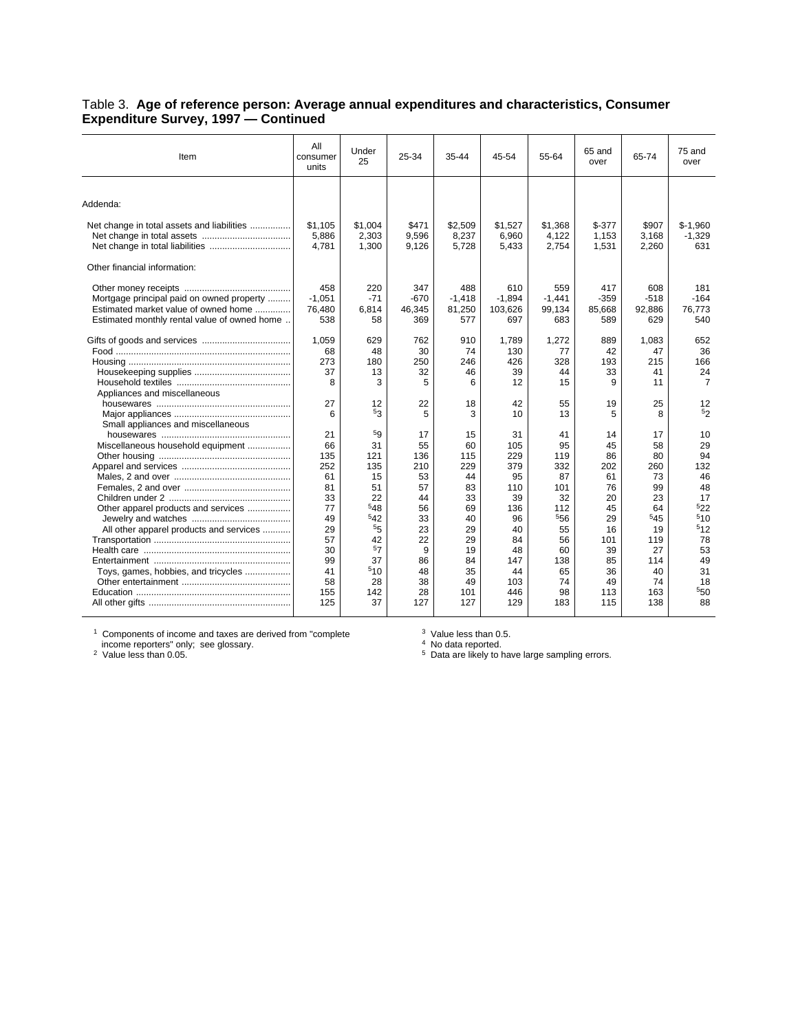Table 3. **Age of reference person: Average annual expenditures and characteristics, Consumer Expenditure Survey, 1997 — Continued**

| Item | All consumer units | Under 25 | 25-34 | 35-44 | 45-54 | 55-64 | 65 and over | 65-74 | 75 and over |
|---|---|---|---|---|---|---|---|---|---|
| Addenda: | | | | | | | | | |
| Net change in total assets and liabilities | $1,105 | $1,004 | $471 | $2,509 | $1,527 | $1,368 | $-377 | $907 | $-1,960 |
| Net change in total assets | 5,886 | 2,303 | 9,596 | 8,237 | 6,960 | 4,122 | 1,153 | 3,168 | -1,329 |
| Net change in total liabilities | 4,781 | 1,300 | 9,126 | 5,728 | 5,433 | 2,754 | 1,531 | 2,260 | 631 |
| Other financial information: | | | | | | | | | |
| Other money receipts | 458 | 220 | 347 | 488 | 610 | 559 | 417 | 608 | 181 |
| Mortgage principal paid on owned property | -1,051 | -71 | -670 | -1,418 | -1,894 | -1,441 | -359 | -518 | -164 |
| Estimated market value of owned home | 76,480 | 6,814 | 46,345 | 81,250 | 103,626 | 99,134 | 85,668 | 92,886 | 76,773 |
| Estimated monthly rental value of owned home | 538 | 58 | 369 | 577 | 697 | 683 | 589 | 629 | 540 |
| Gifts of goods and services | 1,059 | 629 | 762 | 910 | 1,789 | 1,272 | 889 | 1,083 | 652 |
| Food | 68 | 48 | 30 | 74 | 130 | 77 | 42 | 47 | 36 |
| Housing | 273 | 180 | 250 | 246 | 426 | 328 | 193 | 215 | 166 |
| Housekeeping supplies | 37 | 13 | 32 | 46 | 39 | 44 | 33 | 41 | 24 |
| Household textiles | 8 | 3 | 5 | 6 | 12 | 15 | 9 | 11 | 7 |
| Appliances and miscellaneous housewares | 27 | 12 | 22 | 18 | 42 | 55 | 19 | 25 | 12 |
| Major appliances | 6 | [5]3 | 5 | 3 | 10 | 13 | 5 | 8 | [5]2 |
| Small appliances and miscellaneous housewares | 21 | [5]9 | 17 | 15 | 31 | 41 | 14 | 17 | 10 |
| Miscellaneous household equipment | 66 | 31 | 55 | 60 | 105 | 95 | 45 | 58 | 29 |
| Other housing | 135 | 121 | 136 | 115 | 229 | 119 | 86 | 80 | 94 |
| Apparel and services | 252 | 135 | 210 | 229 | 379 | 332 | 202 | 260 | 132 |
| Males, 2 and over | 61 | 15 | 53 | 44 | 95 | 87 | 61 | 73 | 46 |
| Females, 2 and over | 81 | 51 | 57 | 83 | 110 | 101 | 76 | 99 | 48 |
| Children under 2 | 33 | 22 | 44 | 33 | 39 | 32 | 20 | 23 | 17 |
| Other apparel products and services | 77 | [5]48 | 56 | 69 | 136 | 112 | 45 | 64 | [5]22 |
| Jewelry and watches | 49 | [5]42 | 33 | 40 | 96 | [5]56 | 29 | [5]45 | [5]10 |
| All other apparel products and services | 29 | [5]5 | 23 | 29 | 40 | 55 | 16 | 19 | [5]12 |
| Transportation | 57 | 42 | 22 | 29 | 84 | 56 | 101 | 119 | 78 |
| Health care | 30 | [5]7 | 9 | 19 | 48 | 60 | 39 | 27 | 53 |
| Entertainment | 99 | 37 | 86 | 84 | 147 | 138 | 85 | 114 | 49 |
| Toys, games, hobbies, and tricycles | 41 | [5]10 | 48 | 35 | 44 | 65 | 36 | 40 | 31 |
| Other entertainment | 58 | 28 | 38 | 49 | 103 | 74 | 49 | 74 | 18 |
| Education | 155 | 142 | 28 | 101 | 446 | 98 | 113 | 163 | [5]50 |
| All other gifts | 125 | 37 | 127 | 127 | 129 | 183 | 115 | 138 | 88 |

[1] Components of income and taxes are derived from "complete income reporters" only; see glossary.
[2] Value less than 0.05.
[3] Value less than 0.5.
[4] No data reported.
[5] Data are likely to have large sampling errors.